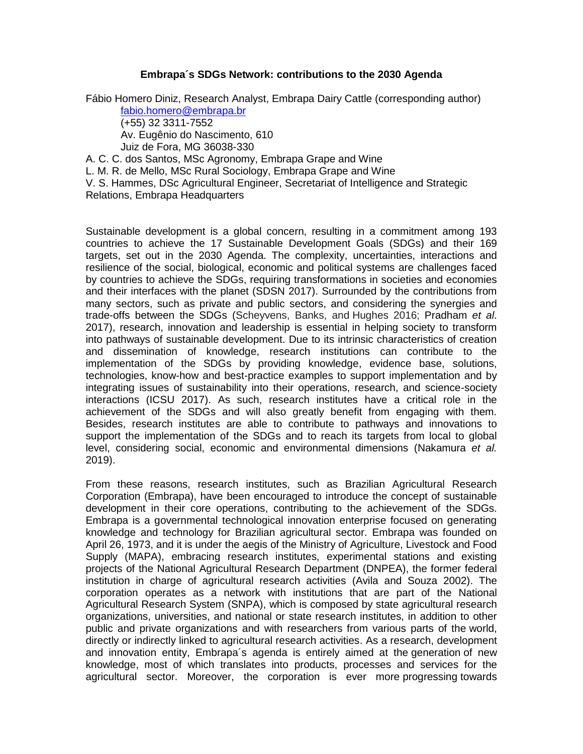**Embrapa´s SDGs Network: contributions to the 2030 Agenda**

Fábio Homero Diniz, Research Analyst, Embrapa Dairy Cattle (corresponding author)
fabio.homero@embrapa.br
(+55) 32 3311-7552
Av. Eugênio do Nascimento, 610
Juiz de Fora, MG 36038-330

A. C. C. dos Santos, MSc Agronomy, Embrapa Grape and Wine

L. M. R. de Mello, MSc Rural Sociology, Embrapa Grape and Wine

V. S. Hammes, DSc Agricultural Engineer, Secretariat of Intelligence and Strategic Relations, Embrapa Headquarters

Sustainable development is a global concern, resulting in a commitment among 193 countries to achieve the 17 Sustainable Development Goals (SDGs) and their 169 targets, set out in the 2030 Agenda. The complexity, uncertainties, interactions and resilience of the social, biological, economic and political systems are challenges faced by countries to achieve the SDGs, requiring transformations in societies and economies and their interfaces with the planet (SDSN 2017). Surrounded by the contributions from many sectors, such as private and public sectors, and considering the synergies and trade-offs between the SDGs (Scheyvens, Banks, and Hughes 2016; Pradham *et al*. 2017), research, innovation and leadership is essential in helping society to transform into pathways of sustainable development. Due to its intrinsic characteristics of creation and dissemination of knowledge, research institutions can contribute to the implementation of the SDGs by providing knowledge, evidence base, solutions, technologies, know-how and best-practice examples to support implementation and by integrating issues of sustainability into their operations, research, and science-society interactions (ICSU 2017). As such, research institutes have a critical role in the achievement of the SDGs and will also greatly benefit from engaging with them. Besides, research institutes are able to contribute to pathways and innovations to support the implementation of the SDGs and to reach its targets from local to global level, considering social, economic and environmental dimensions (Nakamura *et al.* 2019).

From these reasons, research institutes, such as Brazilian Agricultural Research Corporation (Embrapa), have been encouraged to introduce the concept of sustainable development in their core operations, contributing to the achievement of the SDGs. Embrapa is a governmental technological innovation enterprise focused on generating knowledge and technology for Brazilian agricultural sector. Embrapa was founded on April 26, 1973, and it is under the aegis of the Ministry of Agriculture, Livestock and Food Supply (MAPA), embracing research institutes, experimental stations and existing projects of the National Agricultural Research Department (DNPEA), the former federal institution in charge of agricultural research activities (Avila and Souza 2002). The corporation operates as a network with institutions that are part of the National Agricultural Research System (SNPA), which is composed by state agricultural research organizations, universities, and national or state research institutes, in addition to other public and private organizations and with researchers from various parts of the world, directly or indirectly linked to agricultural research activities. As a research, development and innovation entity, Embrapa´s agenda is entirely aimed at the generation of new knowledge, most of which translates into products, processes and services for the agricultural sector. Moreover, the corporation is ever more progressing towards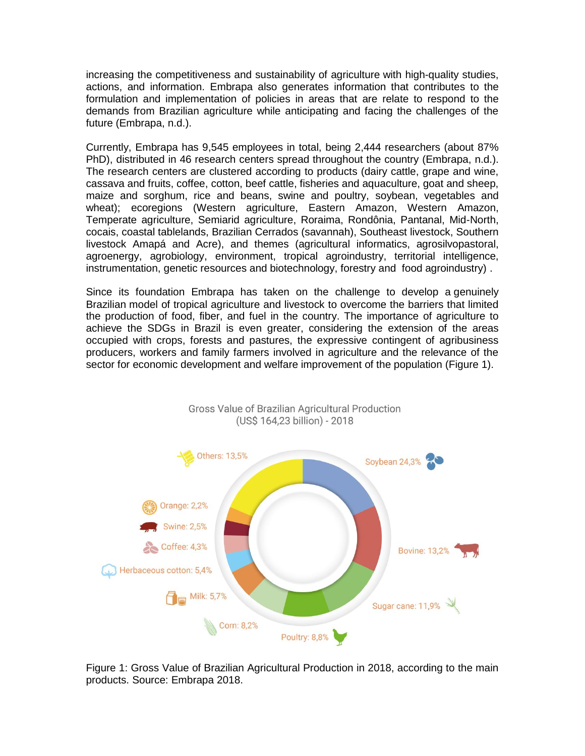increasing the competitiveness and sustainability of agriculture with high-quality studies, actions, and information. Embrapa also generates information that contributes to the formulation and implementation of policies in areas that are relate to respond to the demands from Brazilian agriculture while anticipating and facing the challenges of the future (Embrapa, n.d.).

Currently, Embrapa has 9,545 employees in total, being 2,444 researchers (about 87% PhD), distributed in 46 research centers spread throughout the country (Embrapa, n.d.). The research centers are clustered according to products (dairy cattle, grape and wine, cassava and fruits, coffee, cotton, beef cattle, fisheries and aquaculture, goat and sheep, maize and sorghum, rice and beans, swine and poultry, soybean, vegetables and wheat); ecoregions (Western agriculture, Eastern Amazon, Western Amazon, Temperate agriculture, Semiarid agriculture, Roraima, Rondônia, Pantanal, Mid-North, cocais, coastal tablelands, Brazilian Cerrados (savannah), Southeast livestock, Southern livestock Amapá and Acre), and themes (agricultural informatics, agrosilvopastoral, agroenergy, agrobiology, environment, tropical agroindustry, territorial intelligence, instrumentation, genetic resources and biotechnology, forestry and food agroindustry) .

Since its foundation Embrapa has taken on the challenge to develop a genuinely Brazilian model of tropical agriculture and livestock to overcome the barriers that limited the production of food, fiber, and fuel in the country. The importance of agriculture to achieve the SDGs in Brazil is even greater, considering the extension of the areas occupied with crops, forests and pastures, the expressive contingent of agribusiness producers, workers and family farmers involved in agriculture and the relevance of the sector for economic development and welfare improvement of the population (Figure 1).

Gross Value of Brazilian Agricultural Production (US$ 164,23 billion) - 2018

Soybean 24,3%; Bovine: 13,2%; Sugar cane: 11,9%; Poultry: 8,8%; Corn: 8,2%; Milk: 5,7%; Herbaceous cotton: 5,4%; Coffee: 4,3%; Swine: 2,5%; Orange: 2,2%; Others: 13,5%

Figure 1: Gross Value of Brazilian Agricultural Production in 2018, according to the main products. Source: Embrapa 2018.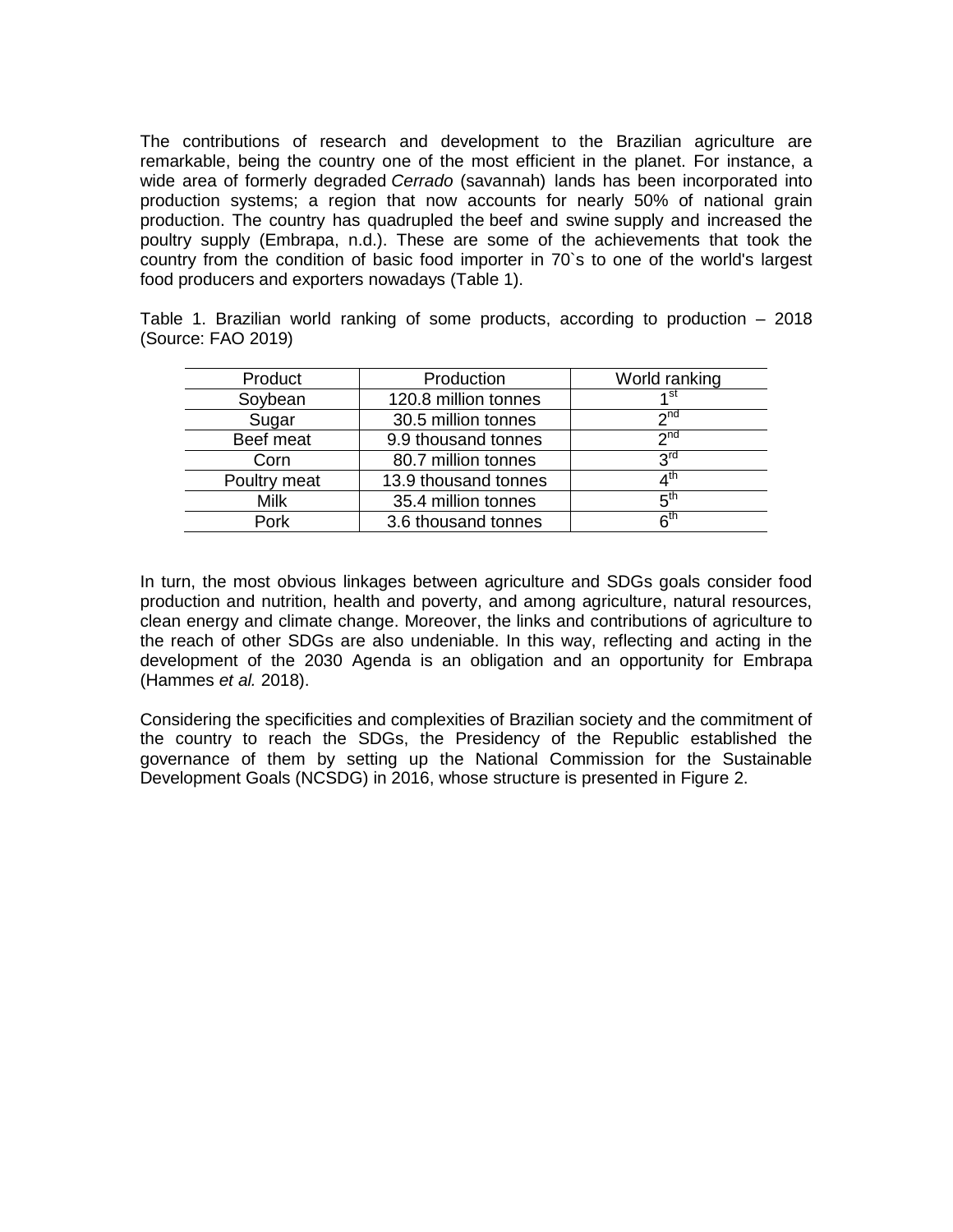The contributions of research and development to the Brazilian agriculture are remarkable, being the country one of the most efficient in the planet. For instance, a wide area of formerly degraded *Cerrado* (savannah) lands has been incorporated into production systems; a region that now accounts for nearly 50% of national grain production. The country has quadrupled the beef and swine supply and increased the poultry supply (Embrapa, n.d.). These are some of the achievements that took the country from the condition of basic food importer in 70`s to one of the world's largest food producers and exporters nowadays (Table 1).

Table 1. Brazilian world ranking of some products, according to production – 2018 (Source: FAO 2019)

| Product | Production | World ranking |
|---|---|---|
| Soybean | 120.8 million tonnes | 1st |
| Sugar | 30.5 million tonnes | 2nd |
| Beef meat | 9.9 thousand tonnes | 2nd |
| Corn | 80.7 million tonnes | 3rd |
| Poultry meat | 13.9 thousand tonnes | 4th |
| Milk | 35.4 million tonnes | 5th |
| Pork | 3.6 thousand tonnes | 6th |

In turn, the most obvious linkages between agriculture and SDGs goals consider food production and nutrition, health and poverty, and among agriculture, natural resources, clean energy and climate change. Moreover, the links and contributions of agriculture to the reach of other SDGs are also undeniable. In this way, reflecting and acting in the development of the 2030 Agenda is an obligation and an opportunity for Embrapa (Hammes *et al.* 2018).

Considering the specificities and complexities of Brazilian society and the commitment of the country to reach the SDGs, the Presidency of the Republic established the governance of them by setting up the National Commission for the Sustainable Development Goals (NCSDG) in 2016, whose structure is presented in Figure 2.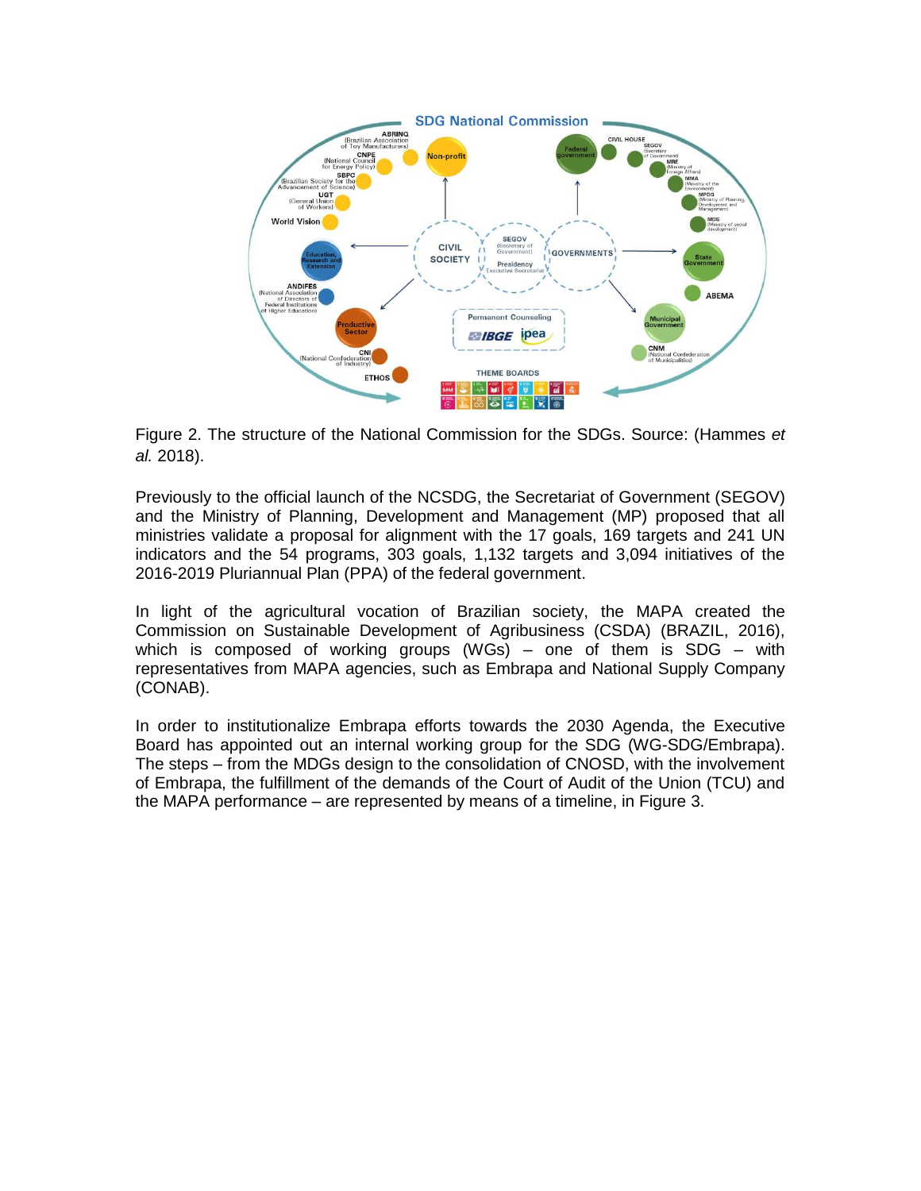Figure 2. The structure of the National Commission for the SDGs. Source: (Hammes *et al.* 2018).

Previously to the official launch of the NCSDG, the Secretariat of Government (SEGOV) and the Ministry of Planning, Development and Management (MP) proposed that all ministries validate a proposal for alignment with the 17 goals, 169 targets and 241 UN indicators and the 54 programs, 303 goals, 1,132 targets and 3,094 initiatives of the 2016-2019 Pluriannual Plan (PPA) of the federal government.

In light of the agricultural vocation of Brazilian society, the MAPA created the Commission on Sustainable Development of Agribusiness (CSDA) (BRAZIL, 2016), which is composed of working groups (WGs) – one of them is SDG – with representatives from MAPA agencies, such as Embrapa and National Supply Company (CONAB).

In order to institutionalize Embrapa efforts towards the 2030 Agenda, the Executive Board has appointed out an internal working group for the SDG (WG-SDG/Embrapa). The steps – from the MDGs design to the consolidation of CNOSD, with the involvement of Embrapa, the fulfillment of the demands of the Court of Audit of the Union (TCU) and the MAPA performance – are represented by means of a timeline, in Figure 3.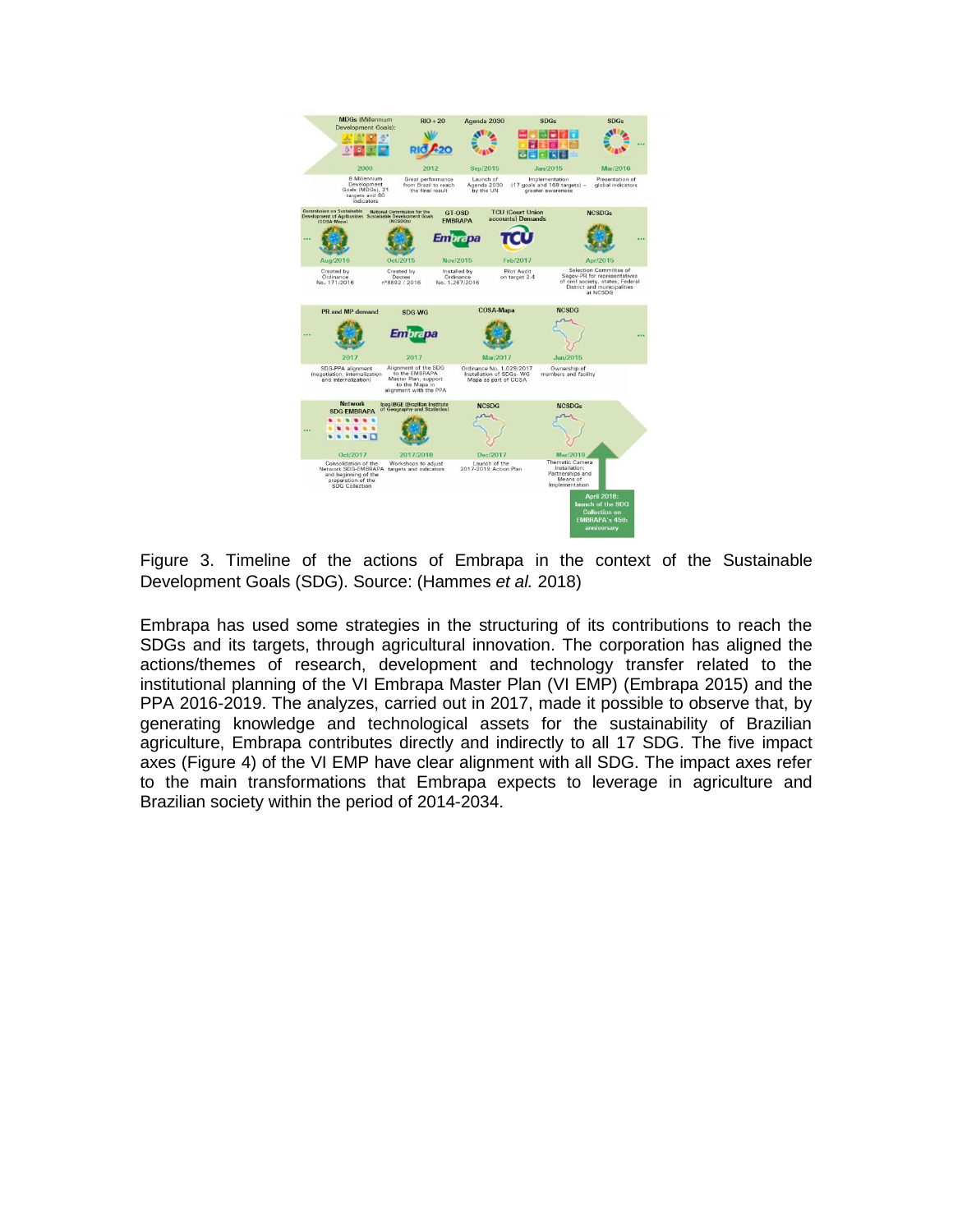Figure 3. Timeline of the actions of Embrapa in the context of the Sustainable Development Goals (SDG). Source: (Hammes *et al.* 2018)

Embrapa has used some strategies in the structuring of its contributions to reach the SDGs and its targets, through agricultural innovation. The corporation has aligned the actions/themes of research, development and technology transfer related to the institutional planning of the VI Embrapa Master Plan (VI EMP) (Embrapa 2015) and the PPA 2016-2019. The analyzes, carried out in 2017, made it possible to observe that, by generating knowledge and technological assets for the sustainability of Brazilian agriculture, Embrapa contributes directly and indirectly to all 17 SDG. The five impact axes (Figure 4) of the VI EMP have clear alignment with all SDG. The impact axes refer to the main transformations that Embrapa expects to leverage in agriculture and Brazilian society within the period of 2014-2034.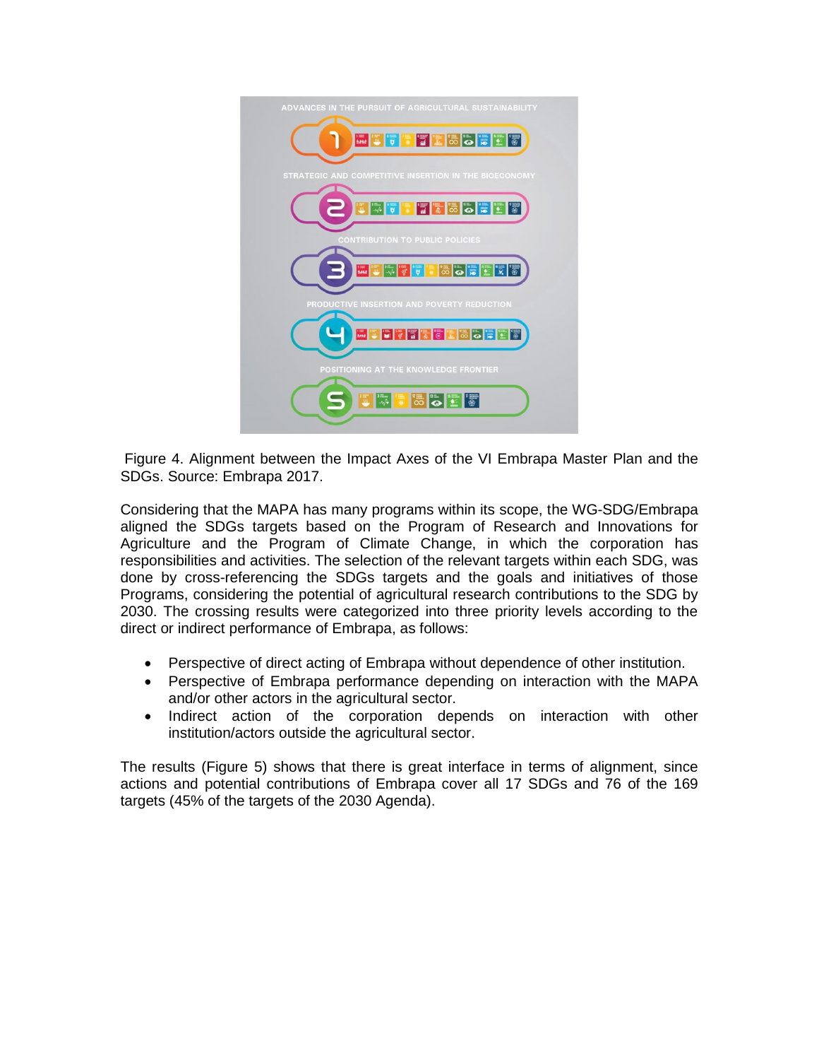Figure 4. Alignment between the Impact Axes of the VI Embrapa Master Plan and the SDGs. Source: Embrapa 2017.

Considering that the MAPA has many programs within its scope, the WG-SDG/Embrapa aligned the SDGs targets based on the Program of Research and Innovations for Agriculture and the Program of Climate Change, in which the corporation has responsibilities and activities. The selection of the relevant targets within each SDG, was done by cross-referencing the SDGs targets and the goals and initiatives of those Programs, considering the potential of agricultural research contributions to the SDG by 2030. The crossing results were categorized into three priority levels according to the direct or indirect performance of Embrapa, as follows:

- Perspective of direct acting of Embrapa without dependence of other institution.
- Perspective of Embrapa performance depending on interaction with the MAPA and/or other actors in the agricultural sector.
- Indirect action of the corporation depends on interaction with other institution/actors outside the agricultural sector.

The results (Figure 5) shows that there is great interface in terms of alignment, since actions and potential contributions of Embrapa cover all 17 SDGs and 76 of the 169 targets (45% of the targets of the 2030 Agenda).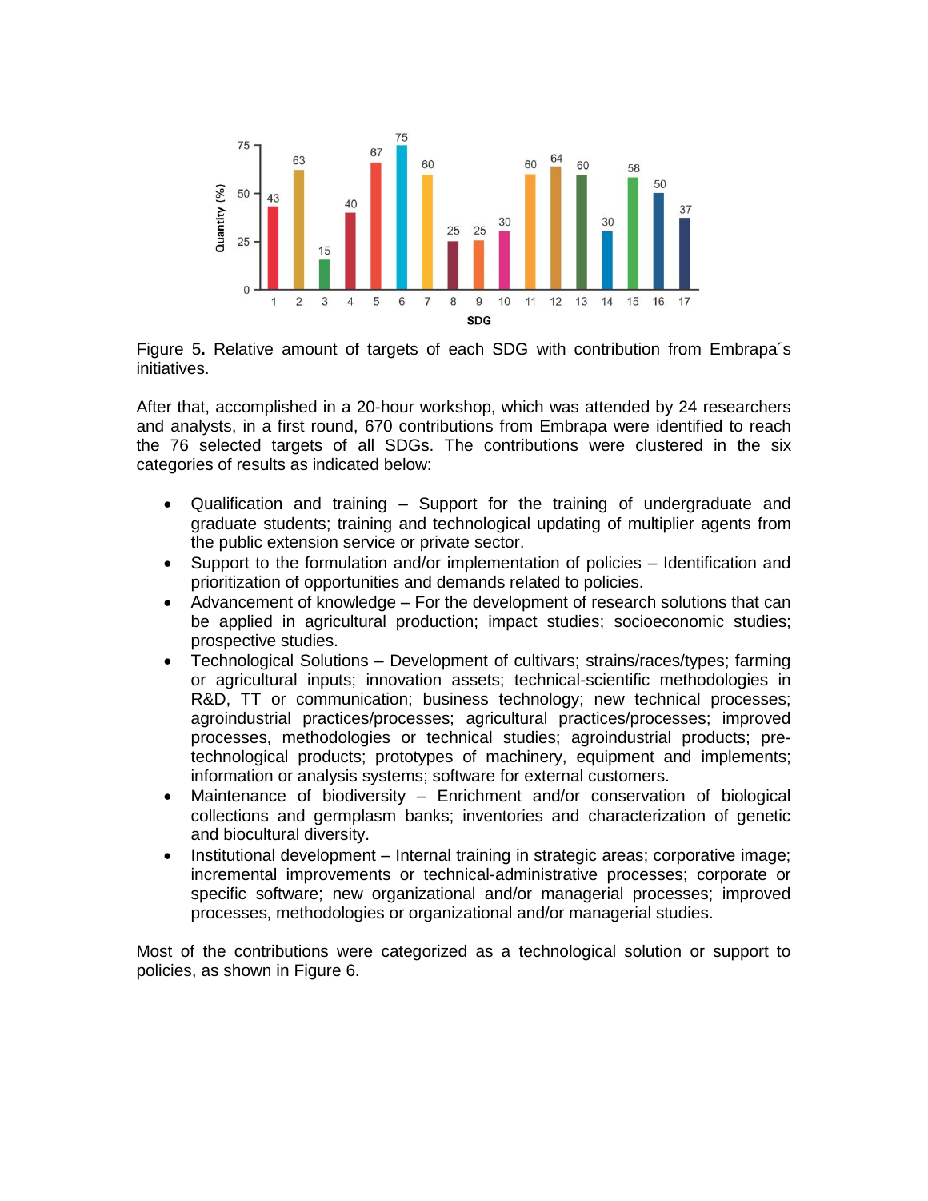Figure 5. Relative amount of targets of each SDG with contribution from Embrapa´s initiatives.

After that, accomplished in a 20-hour workshop, which was attended by 24 researchers and analysts, in a first round, 670 contributions from Embrapa were identified to reach the 76 selected targets of all SDGs. The contributions were clustered in the six categories of results as indicated below:

- Qualification and training – Support for the training of undergraduate and graduate students; training and technological updating of multiplier agents from the public extension service or private sector.
- Support to the formulation and/or implementation of policies – Identification and prioritization of opportunities and demands related to policies.
- Advancement of knowledge – For the development of research solutions that can be applied in agricultural production; impact studies; socioeconomic studies; prospective studies.
- Technological Solutions – Development of cultivars; strains/races/types; farming or agricultural inputs; innovation assets; technical-scientific methodologies in R&D, TT or communication; business technology; new technical processes; agroindustrial practices/processes; agricultural practices/processes; improved processes, methodologies or technical studies; agroindustrial products; pre-technological products; prototypes of machinery, equipment and implements; information or analysis systems; software for external customers.
- Maintenance of biodiversity – Enrichment and/or conservation of biological collections and germplasm banks; inventories and characterization of genetic and biocultural diversity.
- Institutional development – Internal training in strategic areas; corporative image; incremental improvements or technical-administrative processes; corporate or specific software; new organizational and/or managerial processes; improved processes, methodologies or organizational and/or managerial studies.

Most of the contributions were categorized as a technological solution or support to policies, as shown in Figure 6.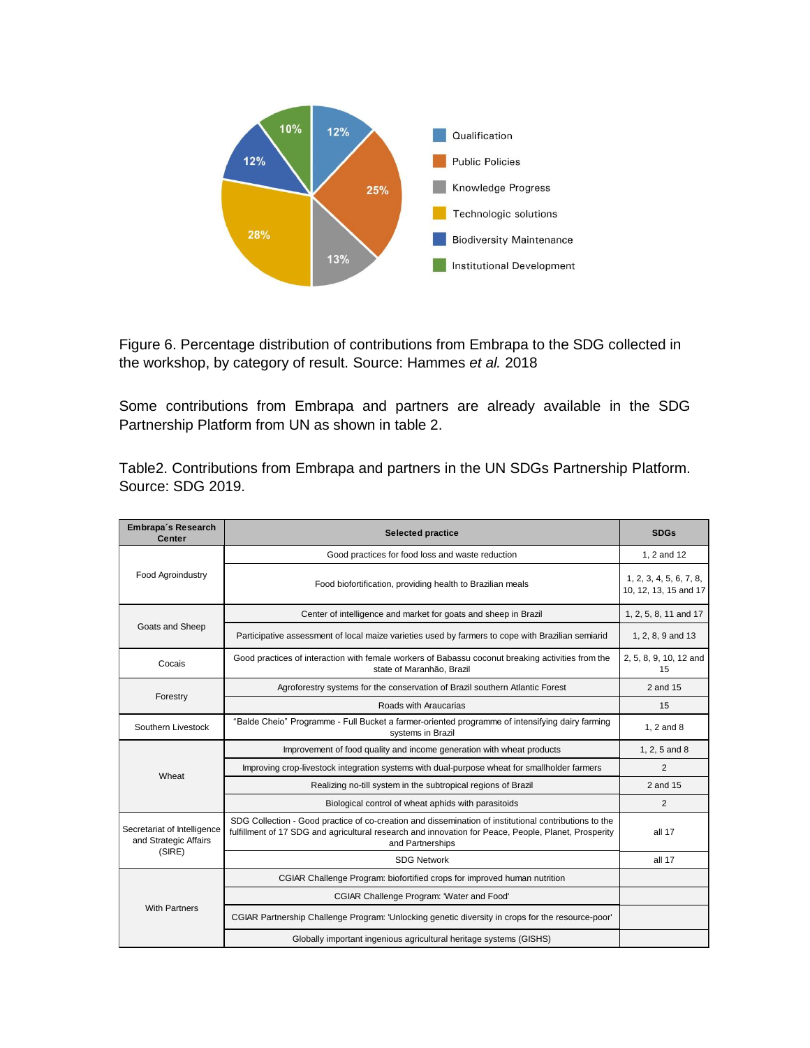Figure 6. Percentage distribution of contributions from Embrapa to the SDG collected in the workshop, by category of result. Source: Hammes *et al.* 2018

Some contributions from Embrapa and partners are already available in the SDG Partnership Platform from UN as shown in table 2.

Table2. Contributions from Embrapa and partners in the UN SDGs Partnership Platform. Source: SDG 2019.

| Embrapa´s Research Center | Selected practice | SDGs |
|---|---|---|
| Food Agroindustry | Good practices for food loss and waste reduction | 1, 2 and 12 |
| | Food biofortification, providing health to Brazilian meals | 1, 2, 3, 4, 5, 6, 7, 8, 10, 12, 13, 15 and 17 |
| Goats and Sheep | Center of intelligence and market for goats and sheep in Brazil | 1, 2, 5, 8, 11 and 17 |
| | Participative assessment of local maize varieties used by farmers to cope with Brazilian semiarid | 1, 2, 8, 9 and 13 |
| Cocais | Good practices of interaction with female workers of Babassu coconut breaking activities from the state of Maranhão, Brazil | 2, 5, 8, 9, 10, 12 and 15 |
| Forestry | Agroforestry systems for the conservation of Brazil southern Atlantic Forest | 2 and 15 |
| | Roads with Araucarias | 15 |
| Southern Livestock | "Balde Cheio" Programme - Full Bucket a farmer-oriented programme of intensifying dairy farming systems in Brazil | 1, 2 and 8 |
| Wheat | Improvement of food quality and income generation with wheat products | 1, 2, 5 and 8 |
| | Improving crop-livestock integration systems with dual-purpose wheat for smallholder farmers | 2 |
| | Realizing no-till system in the subtropical regions of Brazil | 2 and 15 |
| | Biological control of wheat aphids with parasitoids | 2 |
| Secretariat of Intelligence and Strategic Affairs (SIRE) | SDG Collection - Good practice of co-creation and dissemination of institutional contributions to the fulfillment of 17 SDG and agricultural research and innovation for Peace, People, Planet, Prosperity and Partnerships | all 17 |
| | SDG Network | all 17 |
| With Partners | CGIAR Challenge Program: biofortified crops for improved human nutrition | |
| | CGIAR Challenge Program: 'Water and Food' | |
| | CGIAR Partnership Challenge Program: 'Unlocking genetic diversity in crops for the resource-poor' | |
| | Globally important ingenious agricultural heritage systems (GISHS) | |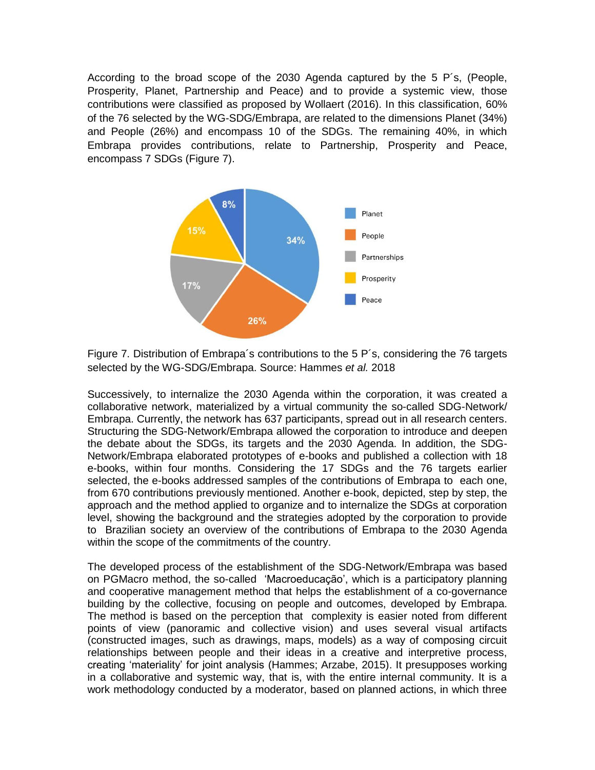According to the broad scope of the 2030 Agenda captured by the 5 P´s, (People, Prosperity, Planet, Partnership and Peace) and to provide a systemic view, those contributions were classified as proposed by Wollaert (2016). In this classification, 60% of the 76 selected by the WG-SDG/Embrapa, are related to the dimensions Planet (34%) and People (26%) and encompass 10 of the SDGs. The remaining 40%, in which Embrapa provides contributions, relate to Partnership, Prosperity and Peace, encompass 7 SDGs (Figure 7).

Figure 7. Distribution of Embrapa´s contributions to the 5 P´s, considering the 76 targets selected by the WG-SDG/Embrapa. Source: Hammes *et al.* 2018

Successively, to internalize the 2030 Agenda within the corporation, it was created a collaborative network, materialized by a virtual community the so-called SDG-Network/ Embrapa. Currently, the network has 637 participants, spread out in all research centers. Structuring the SDG-Network/Embrapa allowed the corporation to introduce and deepen the debate about the SDGs, its targets and the 2030 Agenda. In addition, the SDG-Network/Embrapa elaborated prototypes of e-books and published a collection with 18 e-books, within four months. Considering the 17 SDGs and the 76 targets earlier selected, the e-books addressed samples of the contributions of Embrapa to each one, from 670 contributions previously mentioned. Another e-book, depicted, step by step, the approach and the method applied to organize and to internalize the SDGs at corporation level, showing the background and the strategies adopted by the corporation to provide to Brazilian society an overview of the contributions of Embrapa to the 2030 Agenda within the scope of the commitments of the country.

The developed process of the establishment of the SDG-Network/Embrapa was based on PGMacro method, the so-called 'Macroeducação', which is a participatory planning and cooperative management method that helps the establishment of a co-governance building by the collective, focusing on people and outcomes, developed by Embrapa. The method is based on the perception that complexity is easier noted from different points of view (panoramic and collective vision) and uses several visual artifacts (constructed images, such as drawings, maps, models) as a way of composing circuit relationships between people and their ideas in a creative and interpretive process, creating 'materiality' for joint analysis (Hammes; Arzabe, 2015). It presupposes working in a collaborative and systemic way, that is, with the entire internal community. It is a work methodology conducted by a moderator, based on planned actions, in which three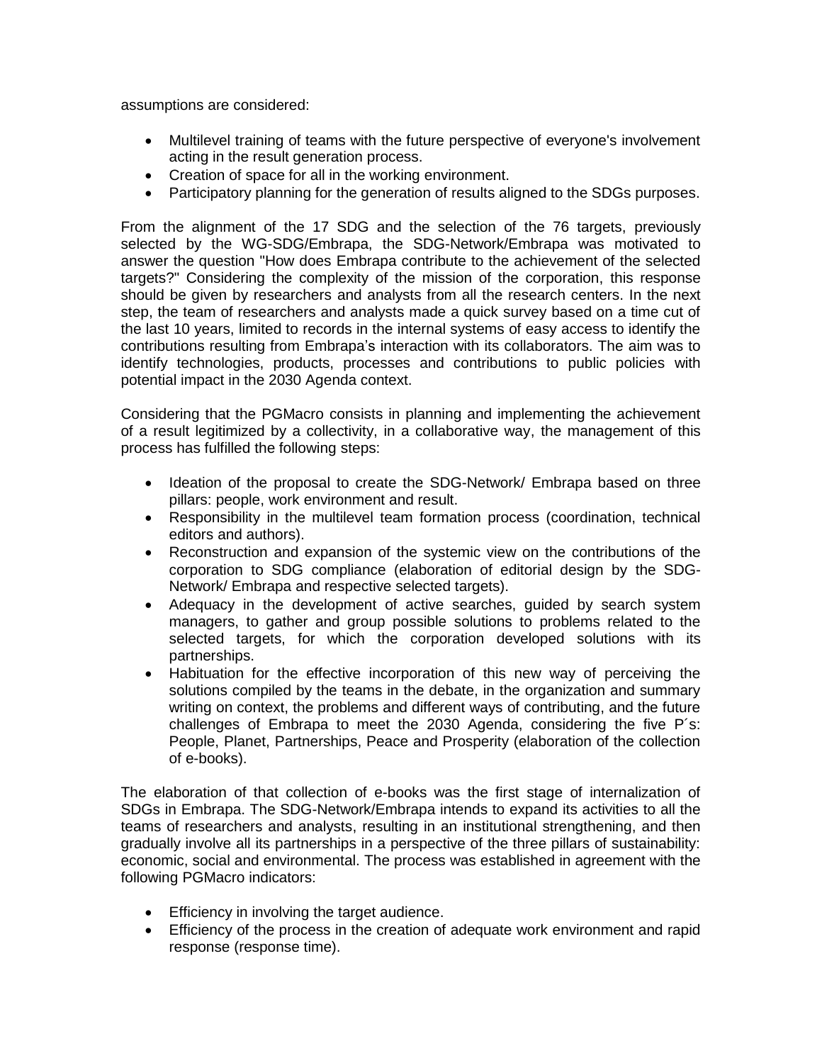assumptions are considered:

- Multilevel training of teams with the future perspective of everyone's involvement acting in the result generation process.
- Creation of space for all in the working environment.
- Participatory planning for the generation of results aligned to the SDGs purposes.

From the alignment of the 17 SDG and the selection of the 76 targets, previously selected by the WG-SDG/Embrapa, the SDG-Network/Embrapa was motivated to answer the question "How does Embrapa contribute to the achievement of the selected targets?" Considering the complexity of the mission of the corporation, this response should be given by researchers and analysts from all the research centers. In the next step, the team of researchers and analysts made a quick survey based on a time cut of the last 10 years, limited to records in the internal systems of easy access to identify the contributions resulting from Embrapa's interaction with its collaborators. The aim was to identify technologies, products, processes and contributions to public policies with potential impact in the 2030 Agenda context.

Considering that the PGMacro consists in planning and implementing the achievement of a result legitimized by a collectivity, in a collaborative way, the management of this process has fulfilled the following steps:

- Ideation of the proposal to create the SDG-Network/ Embrapa based on three pillars: people, work environment and result.
- Responsibility in the multilevel team formation process (coordination, technical editors and authors).
- Reconstruction and expansion of the systemic view on the contributions of the corporation to SDG compliance (elaboration of editorial design by the SDG-Network/ Embrapa and respective selected targets).
- Adequacy in the development of active searches, guided by search system managers, to gather and group possible solutions to problems related to the selected targets, for which the corporation developed solutions with its partnerships.
- Habituation for the effective incorporation of this new way of perceiving the solutions compiled by the teams in the debate, in the organization and summary writing on context, the problems and different ways of contributing, and the future challenges of Embrapa to meet the 2030 Agenda, considering the five P´s: People, Planet, Partnerships, Peace and Prosperity (elaboration of the collection of e-books).

The elaboration of that collection of e-books was the first stage of internalization of SDGs in Embrapa. The SDG-Network/Embrapa intends to expand its activities to all the teams of researchers and analysts, resulting in an institutional strengthening, and then gradually involve all its partnerships in a perspective of the three pillars of sustainability: economic, social and environmental. The process was established in agreement with the following PGMacro indicators:

- Efficiency in involving the target audience.
- Efficiency of the process in the creation of adequate work environment and rapid response (response time).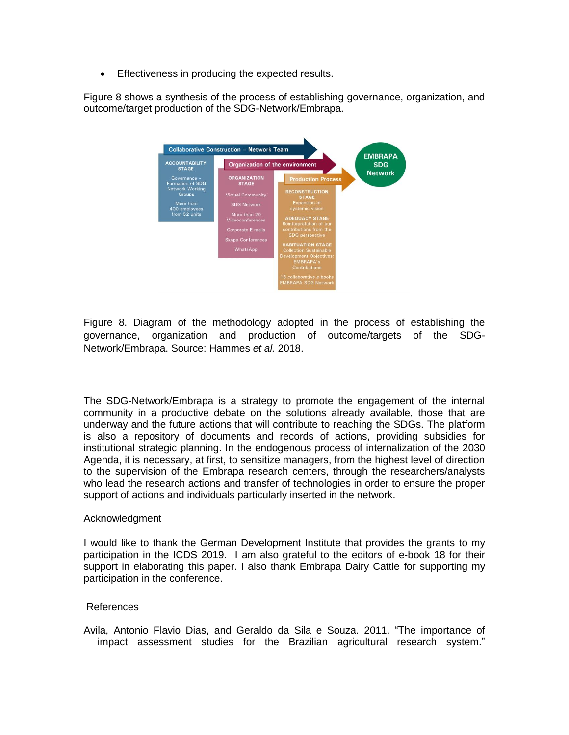- Effectiveness in producing the expected results.

Figure 8 shows a synthesis of the process of establishing governance, organization, and outcome/target production of the SDG-Network/Embrapa.

Figure 8. Diagram of the methodology adopted in the process of establishing the governance, organization and production of outcome/targets of the SDG-Network/Embrapa. Source: Hammes *et al.* 2018.

The SDG-Network/Embrapa is a strategy to promote the engagement of the internal community in a productive debate on the solutions already available, those that are underway and the future actions that will contribute to reaching the SDGs. The platform is also a repository of documents and records of actions, providing subsidies for institutional strategic planning. In the endogenous process of internalization of the 2030 Agenda, it is necessary, at first, to sensitize managers, from the highest level of direction to the supervision of the Embrapa research centers, through the researchers/analysts who lead the research actions and transfer of technologies in order to ensure the proper support of actions and individuals particularly inserted in the network.

Acknowledgment

I would like to thank the German Development Institute that provides the grants to my participation in the ICDS 2019. I am also grateful to the editors of e-book 18 for their support in elaborating this paper. I also thank Embrapa Dairy Cattle for supporting my participation in the conference.

References

Avila, Antonio Flavio Dias, and Geraldo da Sila e Souza. 2011. "The importance of impact assessment studies for the Brazilian agricultural research system."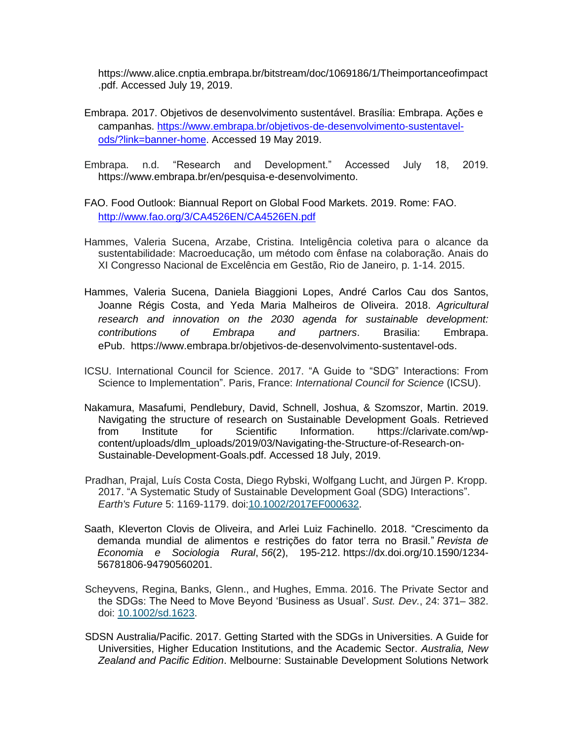https://www.alice.cnptia.embrapa.br/bitstream/doc/1069186/1/Theimportanceofimpact.pdf. Accessed July 19, 2019.

Embrapa. 2017. Objetivos de desenvolvimento sustentável. Brasília: Embrapa. Ações e campanhas. https://www.embrapa.br/objetivos-de-desenvolvimento-sustentavel-ods/?link=banner-home. Accessed 19 May 2019.

Embrapa. n.d. "Research and Development." Accessed July 18, 2019. https://www.embrapa.br/en/pesquisa-e-desenvolvimento.

FAO. Food Outlook: Biannual Report on Global Food Markets. 2019. Rome: FAO. http://www.fao.org/3/CA4526EN/CA4526EN.pdf

Hammes, Valeria Sucena, Arzabe, Cristina. Inteligência coletiva para o alcance da sustentabilidade: Macroeducação, um método com ênfase na colaboração. Anais do XI Congresso Nacional de Excelência em Gestão, Rio de Janeiro, p. 1-14. 2015.

Hammes, Valeria Sucena, Daniela Biaggioni Lopes, André Carlos Cau dos Santos, Joanne Régis Costa, and Yeda Maria Malheiros de Oliveira. 2018. *Agricultural research and innovation on the 2030 agenda for sustainable development: contributions of Embrapa and partners*. Brasilia: Embrapa. ePub. https://www.embrapa.br/objetivos-de-desenvolvimento-sustentavel-ods.

ICSU. International Council for Science. 2017. "A Guide to "SDG" Interactions: From Science to Implementation". Paris, France: *International Council for Science* (ICSU).

Nakamura, Masafumi, Pendlebury, David, Schnell, Joshua, & Szomszor, Martin. 2019. Navigating the structure of research on Sustainable Development Goals. Retrieved from Institute for Scientific Information. https://clarivate.com/wp-content/uploads/dlm_uploads/2019/03/Navigating-the-Structure-of-Research-on-Sustainable-Development-Goals.pdf. Accessed 18 July, 2019.

Pradhan, Prajal, Luís Costa Costa, Diego Rybski, Wolfgang Lucht, and Jürgen P. Kropp. 2017. "A Systematic Study of Sustainable Development Goal (SDG) Interactions". *Earth's Future* 5: 1169-1179. doi:10.1002/2017EF000632.

Saath, Kleverton Clovis de Oliveira, and Arlei Luiz Fachinello. 2018. "Crescimento da demanda mundial de alimentos e restrições do fator terra no Brasil." *Revista de Economia e Sociologia Rural*, *56*(2), 195-212. https://dx.doi.org/10.1590/1234-56781806-94790560201.

Scheyvens, Regina, Banks, Glenn., and Hughes, Emma. 2016. The Private Sector and the SDGs: The Need to Move Beyond 'Business as Usual'. *Sust. Dev.*, 24: 371– 382. doi: 10.1002/sd.1623.

SDSN Australia/Pacific. 2017. Getting Started with the SDGs in Universities. A Guide for Universities, Higher Education Institutions, and the Academic Sector. *Australia, New Zealand and Pacific Edition*. Melbourne: Sustainable Development Solutions Network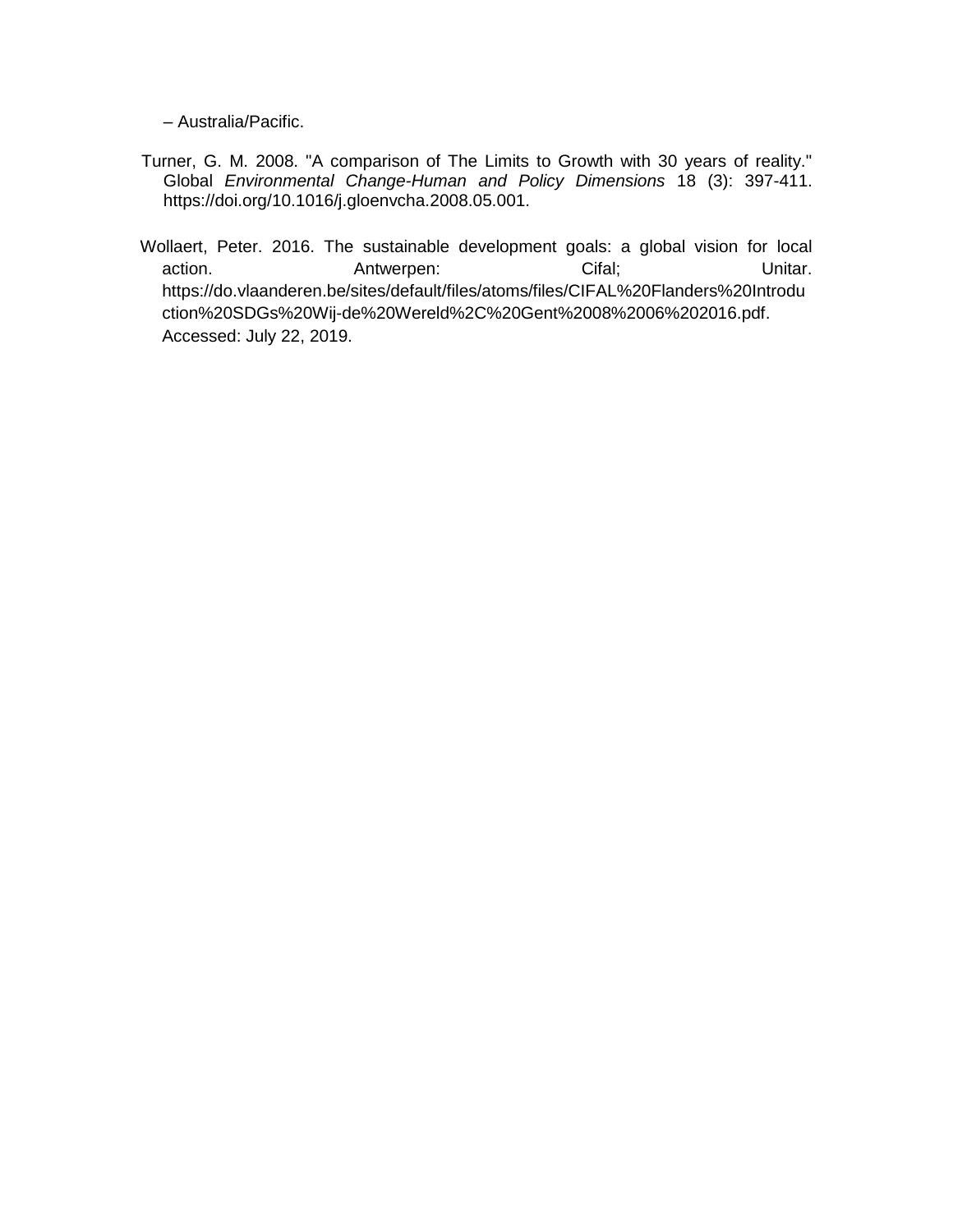– Australia/Pacific.

Turner, G. M. 2008. "A comparison of The Limits to Growth with 30 years of reality." Global *Environmental Change-Human and Policy Dimensions* 18 (3): 397-411. https://doi.org/10.1016/j.gloenvcha.2008.05.001.

Wollaert, Peter. 2016. The sustainable development goals: a global vision for local action. Antwerpen: Cifal; Unitar. https://do.vlaanderen.be/sites/default/files/atoms/files/CIFAL%20Flanders%20Introduction%20SDGs%20Wij-de%20Wereld%2C%20Gent%2008%2006%202016.pdf. Accessed: July 22, 2019.